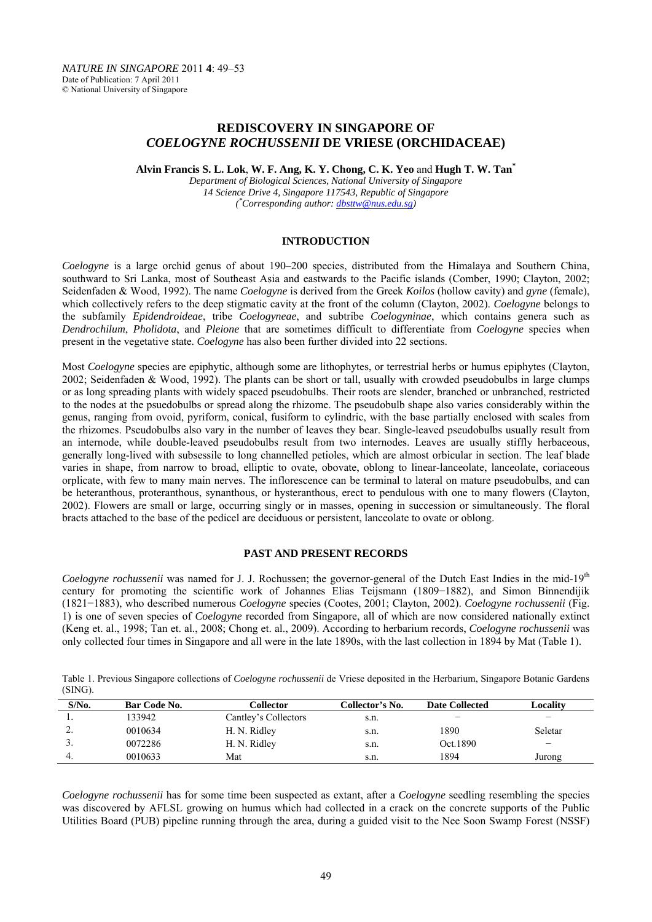*NATURE IN SINGAPORE* 2011 **4**: 49–53
Date of Publication: 7 April 2011
© National University of Singapore

# REDISCOVERY IN SINGAPORE OF *COELOGYNE ROCHUSSENII* DE VRIESE (ORCHIDACEAE)

**Alvin Francis S. L. Lok**, **W. F. Ang**, **K. Y. Chong**, **C. K. Yeo** and **Hugh T. W. Tan**[*]

*Department of Biological Sciences, National University of Singapore*
*14 Science Drive 4, Singapore 117543, Republic of Singapore*
*([*]Corresponding author: dbsttw@nus.edu.sg)*

## INTRODUCTION

*Coelogyne* is a large orchid genus of about 190–200 species, distributed from the Himalaya and Southern China, southward to Sri Lanka, most of Southeast Asia and eastwards to the Pacific islands (Comber, 1990; Clayton, 2002; Seidenfaden & Wood, 1992). The name *Coelogyne* is derived from the Greek *Koilos* (hollow cavity) and *gyne* (female), which collectively refers to the deep stigmatic cavity at the front of the column (Clayton, 2002). *Coelogyne* belongs to the subfamily *Epidendroideae*, tribe *Coelogyneae*, and subtribe *Coelogyninae*, which contains genera such as *Dendrochilum*, *Pholidota*, and *Pleione* that are sometimes difficult to differentiate from *Coelogyne* species when present in the vegetative state. *Coelogyne* has also been further divided into 22 sections.

Most *Coelogyne* species are epiphytic, although some are lithophytes, or terrestrial herbs or humus epiphytes (Clayton, 2002; Seidenfaden & Wood, 1992). The plants can be short or tall, usually with crowded pseudobulbs in large clumps or as long spreading plants with widely spaced pseudobulbs. Their roots are slender, branched or unbranched, restricted to the nodes at the psuedobulbs or spread along the rhizome. The pseudobulb shape also varies considerably within the genus, ranging from ovoid, pyriform, conical, fusiform to cylindric, with the base partially enclosed with scales from the rhizomes. Pseudobulbs also vary in the number of leaves they bear. Single-leaved pseudobulbs usually result from an internode, while double-leaved pseudobulbs result from two internodes. Leaves are usually stiffly herbaceous, generally long-lived with subsessile to long channelled petioles, which are almost orbicular in section. The leaf blade varies in shape, from narrow to broad, elliptic to ovate, obovate, oblong to linear-lanceolate, lanceolate, coriaceous orplicate, with few to many main nerves. The inflorescence can be terminal to lateral on mature pseudobulbs, and can be heteranthous, proteranthous, synanthous, or hysteranthous, erect to pendulous with one to many flowers (Clayton, 2002). Flowers are small or large, occurring singly or in masses, opening in succession or simultaneously. The floral bracts attached to the base of the pedicel are deciduous or persistent, lanceolate to ovate or oblong.

## PAST AND PRESENT RECORDS

*Coelogyne rochussenii* was named for J. J. Rochussen; the governor-general of the Dutch East Indies in the mid-19$^{th}$ century for promoting the scientific work of Johannes Elias Teijsmann (1809−1882), and Simon Binnendijik (1821−1883), who described numerous *Coelogyne* species (Cootes, 2001; Clayton, 2002). *Coelogyne rochussenii* (Fig. 1) is one of seven species of *Coelogyne* recorded from Singapore, all of which are now considered nationally extinct (Keng et. al., 1998; Tan et. al., 2008; Chong et. al., 2009). According to herbarium records, *Coelogyne rochussenii* was only collected four times in Singapore and all were in the late 1890s, with the last collection in 1894 by Mat (Table 1).

Table 1. Previous Singapore collections of *Coelogyne rochussenii* de Vriese deposited in the Herbarium, Singapore Botanic Gardens (SING).

| S/No. | Bar Code No. | Collector | Collector's No. | Date Collected | Locality |
|---|---|---|---|---|---|
| 1. | 133942 | Cantley's Collectors | s.n. | – | – |
| 2. | 0010634 | H. N. Ridley | s.n. | 1890 | Seletar |
| 3. | 0072286 | H. N. Ridley | s.n. | Oct.1890 | – |
| 4. | 0010633 | Mat | s.n. | 1894 | Jurong |

*Coelogyne rochussenii* has for some time been suspected as extant, after a *Coelogyne* seedling resembling the species was discovered by AFLSL growing on humus which had collected in a crack on the concrete supports of the Public Utilities Board (PUB) pipeline running through the area, during a guided visit to the Nee Soon Swamp Forest (NSSF)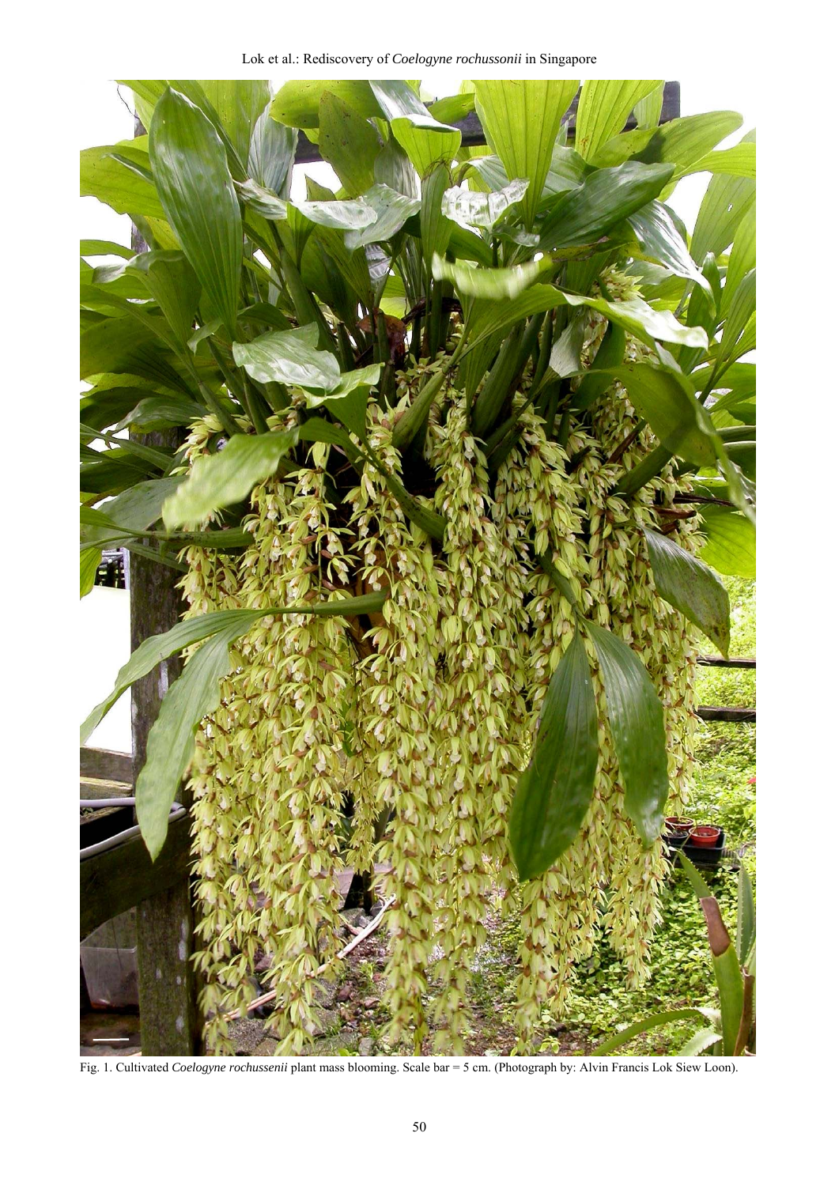Fig. 1. Cultivated *Coelogyne rochussenii* plant mass blooming. Scale bar = 5 cm. (Photograph by: Alvin Francis Lok Siew Loon).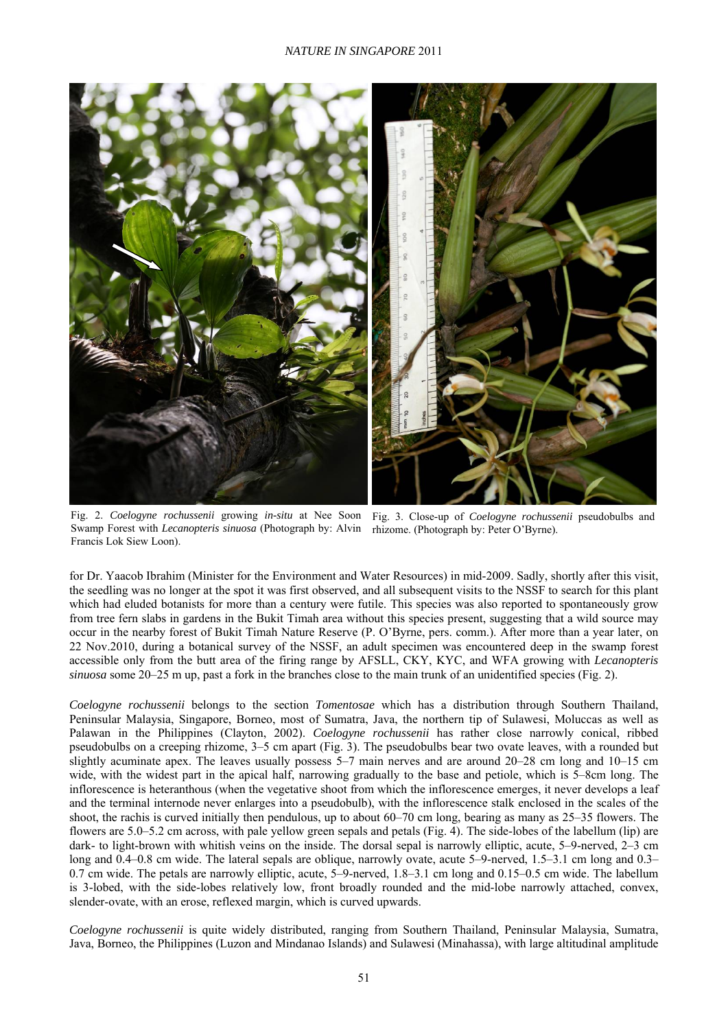Fig. 2. *Coelogyne rochussenii* growing *in-situ* at Nee Soon Swamp Forest with *Lecanopteris sinuosa* (Photograph by: Alvin Francis Lok Siew Loon).

Fig. 3. Close-up of *Coelogyne rochussenii* pseudobulbs and rhizome. (Photograph by: Peter O'Byrne).

for Dr. Yaacob Ibrahim (Minister for the Environment and Water Resources) in mid-2009. Sadly, shortly after this visit, the seedling was no longer at the spot it was first observed, and all subsequent visits to the NSSF to search for this plant which had eluded botanists for more than a century were futile. This species was also reported to spontaneously grow from tree fern slabs in gardens in the Bukit Timah area without this species present, suggesting that a wild source may occur in the nearby forest of Bukit Timah Nature Reserve (P. O'Byrne, pers. comm.). After more than a year later, on 22 Nov.2010, during a botanical survey of the NSSF, an adult specimen was encountered deep in the swamp forest accessible only from the butt area of the firing range by AFSLL, CKY, KYC, and WFA growing with *Lecanopteris sinuosa* some 20–25 m up, past a fork in the branches close to the main trunk of an unidentified species (Fig. 2).

*Coelogyne rochussenii* belongs to the section *Tomentosae* which has a distribution through Southern Thailand, Peninsular Malaysia, Singapore, Borneo, most of Sumatra, Java, the northern tip of Sulawesi, Moluccas as well as Palawan in the Philippines (Clayton, 2002). *Coelogyne rochussenii* has rather close narrowly conical, ribbed pseudobulbs on a creeping rhizome, 3–5 cm apart (Fig. 3). The pseudobulbs bear two ovate leaves, with a rounded but slightly acuminate apex. The leaves usually possess 5–7 main nerves and are around 20–28 cm long and 10–15 cm wide, with the widest part in the apical half, narrowing gradually to the base and petiole, which is 5–8cm long. The inflorescence is heteranthous (when the vegetative shoot from which the inflorescence emerges, it never develops a leaf and the terminal internode never enlarges into a pseudobulb), with the inflorescence stalk enclosed in the scales of the shoot, the rachis is curved initially then pendulous, up to about 60–70 cm long, bearing as many as 25–35 flowers. The flowers are 5.0–5.2 cm across, with pale yellow green sepals and petals (Fig. 4). The side-lobes of the labellum (lip) are dark- to light-brown with whitish veins on the inside. The dorsal sepal is narrowly elliptic, acute, 5–9-nerved, 2–3 cm long and 0.4–0.8 cm wide. The lateral sepals are oblique, narrowly ovate, acute 5–9-nerved, 1.5–3.1 cm long and 0.3–0.7 cm wide. The petals are narrowly elliptic, acute, 5–9-nerved, 1.8–3.1 cm long and 0.15–0.5 cm wide. The labellum is 3-lobed, with the side-lobes relatively low, front broadly rounded and the mid-lobe narrowly attached, convex, slender-ovate, with an erose, reflexed margin, which is curved upwards.

*Coelogyne rochussenii* is quite widely distributed, ranging from Southern Thailand, Peninsular Malaysia, Sumatra, Java, Borneo, the Philippines (Luzon and Mindanao Islands) and Sulawesi (Minahassa), with large altitudinal amplitude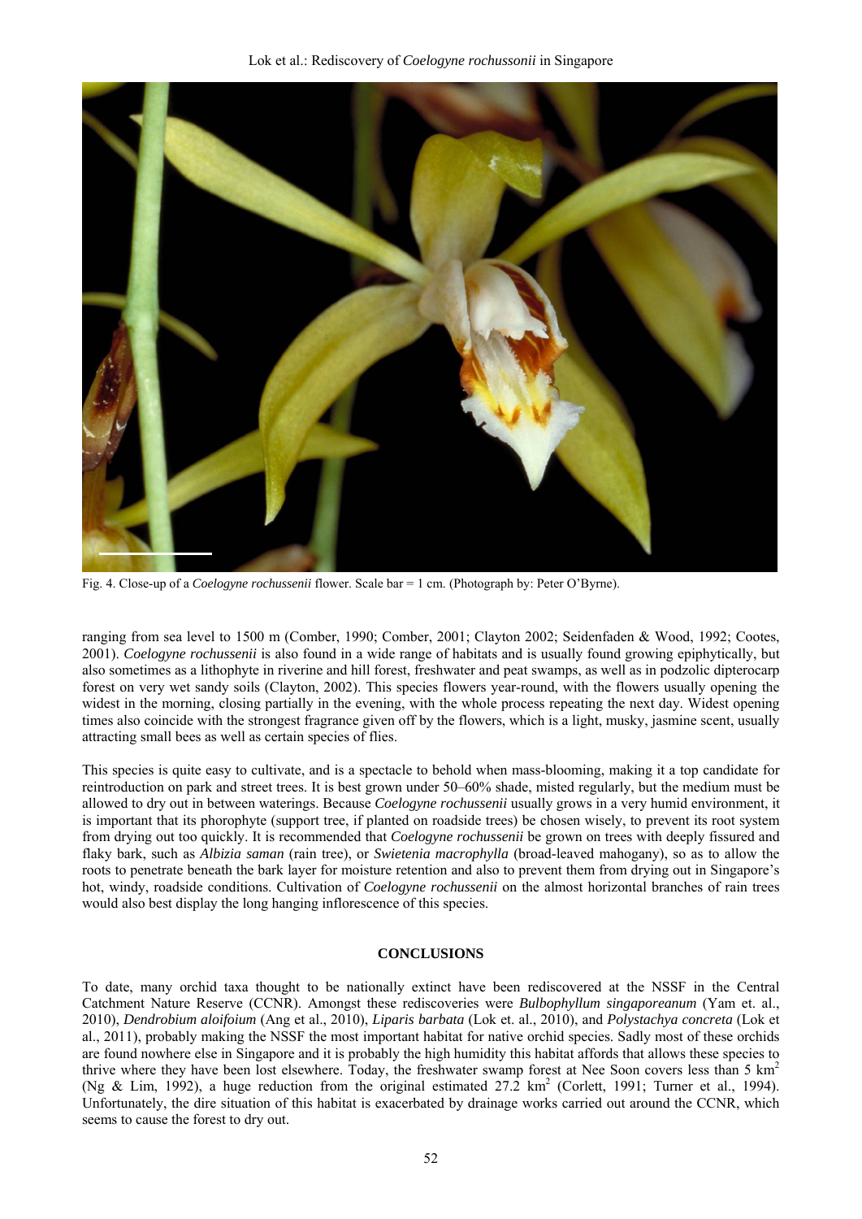Fig. 4. Close-up of a *Coelogyne rochussenii* flower. Scale bar = 1 cm. (Photograph by: Peter O'Byrne).

ranging from sea level to 1500 m (Comber, 1990; Comber, 2001; Clayton 2002; Seidenfaden & Wood, 1992; Cootes, 2001). *Coelogyne rochussenii* is also found in a wide range of habitats and is usually found growing epiphytically, but also sometimes as a lithophyte in riverine and hill forest, freshwater and peat swamps, as well as in podzolic dipterocarp forest on very wet sandy soils (Clayton, 2002). This species flowers year-round, with the flowers usually opening the widest in the morning, closing partially in the evening, with the whole process repeating the next day. Widest opening times also coincide with the strongest fragrance given off by the flowers, which is a light, musky, jasmine scent, usually attracting small bees as well as certain species of flies.

This species is quite easy to cultivate, and is a spectacle to behold when mass-blooming, making it a top candidate for reintroduction on park and street trees. It is best grown under 50–60% shade, misted regularly, but the medium must be allowed to dry out in between waterings. Because *Coelogyne rochussenii* usually grows in a very humid environment, it is important that its phorophyte (support tree, if planted on roadside trees) be chosen wisely, to prevent its root system from drying out too quickly. It is recommended that *Coelogyne rochussenii* be grown on trees with deeply fissured and flaky bark, such as *Albizia saman* (rain tree), or *Swietenia macrophylla* (broad-leaved mahogany), so as to allow the roots to penetrate beneath the bark layer for moisture retention and also to prevent them from drying out in Singapore's hot, windy, roadside conditions. Cultivation of *Coelogyne rochussenii* on the almost horizontal branches of rain trees would also best display the long hanging inflorescence of this species.

## CONCLUSIONS

To date, many orchid taxa thought to be nationally extinct have been rediscovered at the NSSF in the Central Catchment Nature Reserve (CCNR). Amongst these rediscoveries were *Bulbophyllum singaporeanum* (Yam et. al., 2010), *Dendrobium aloifoium* (Ang et al., 2010), *Liparis barbata* (Lok et. al., 2010), and *Polystachya concreta* (Lok et al., 2011), probably making the NSSF the most important habitat for native orchid species. Sadly most of these orchids are found nowhere else in Singapore and it is probably the high humidity this habitat affords that allows these species to thrive where they have been lost elsewhere. Today, the freshwater swamp forest at Nee Soon covers less than 5 $km^2$ (Ng & Lim, 1992), a huge reduction from the original estimated 27.2 $km^2$ (Corlett, 1991; Turner et al., 1994). Unfortunately, the dire situation of this habitat is exacerbated by drainage works carried out around the CCNR, which seems to cause the forest to dry out.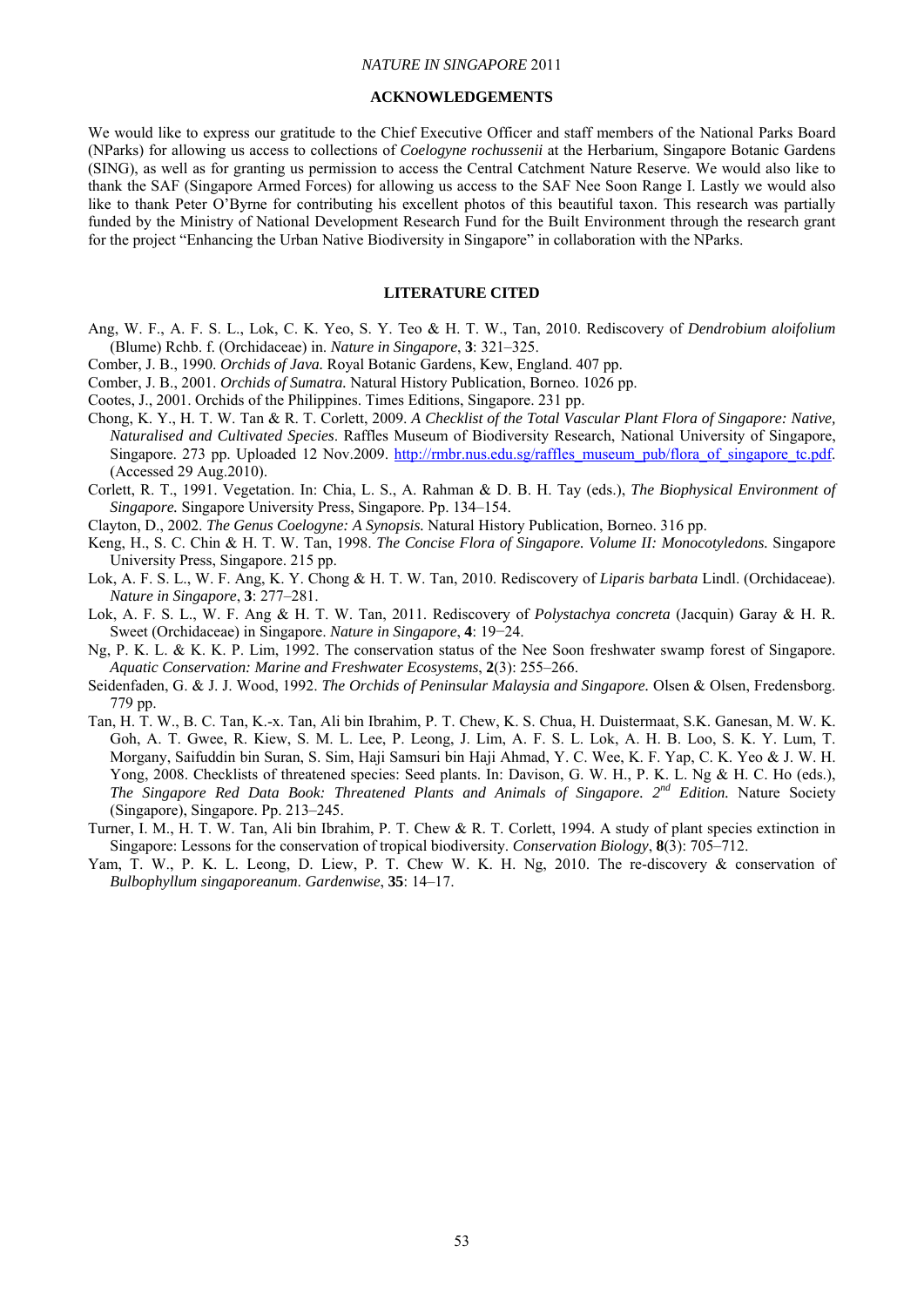## ACKNOWLEDGEMENTS

We would like to express our gratitude to the Chief Executive Officer and staff members of the National Parks Board (NParks) for allowing us access to collections of *Coelogyne rochussenii* at the Herbarium, Singapore Botanic Gardens (SING), as well as for granting us permission to access the Central Catchment Nature Reserve. We would also like to thank the SAF (Singapore Armed Forces) for allowing us access to the SAF Nee Soon Range I. Lastly we would also like to thank Peter O'Byrne for contributing his excellent photos of this beautiful taxon. This research was partially funded by the Ministry of National Development Research Fund for the Built Environment through the research grant for the project "Enhancing the Urban Native Biodiversity in Singapore" in collaboration with the NParks.

## LITERATURE CITED

Ang, W. F., A. F. S. L., Lok, C. K. Yeo, S. Y. Teo & H. T. W., Tan, 2010. Rediscovery of *Dendrobium aloifolium* (Blume) Rchb. f. (Orchidaceae) in. *Nature in Singapore*, **3**: 321–325.

Comber, J. B., 1990. *Orchids of Java.* Royal Botanic Gardens, Kew, England. 407 pp.

Comber, J. B., 2001. *Orchids of Sumatra.* Natural History Publication, Borneo. 1026 pp.

Cootes, J., 2001. Orchids of the Philippines. Times Editions, Singapore. 231 pp.

Chong, K. Y., H. T. W. Tan & R. T. Corlett, 2009. *A Checklist of the Total Vascular Plant Flora of Singapore: Native, Naturalised and Cultivated Species*. Raffles Museum of Biodiversity Research, National University of Singapore, Singapore. 273 pp. Uploaded 12 Nov.2009. http://rmbr.nus.edu.sg/raffles_museum_pub/flora_of_singapore_tc.pdf. (Accessed 29 Aug.2010).

Corlett, R. T., 1991. Vegetation. In: Chia, L. S., A. Rahman & D. B. H. Tay (eds.), *The Biophysical Environment of Singapore.* Singapore University Press, Singapore. Pp. 134–154.

Clayton, D., 2002. *The Genus Coelogyne: A Synopsis.* Natural History Publication, Borneo. 316 pp.

Keng, H., S. C. Chin & H. T. W. Tan, 1998. *The Concise Flora of Singapore. Volume II: Monocotyledons.* Singapore University Press, Singapore. 215 pp.

Lok, A. F. S. L., W. F. Ang, K. Y. Chong & H. T. W. Tan, 2010. Rediscovery of *Liparis barbata* Lindl. (Orchidaceae). *Nature in Singapore*, **3**: 277–281.

Lok, A. F. S. L., W. F. Ang & H. T. W. Tan, 2011. Rediscovery of *Polystachya concreta* (Jacquin) Garay & H. R. Sweet (Orchidaceae) in Singapore. *Nature in Singapore*, **4**: 19−24.

Ng, P. K. L. & K. K. P. Lim, 1992. The conservation status of the Nee Soon freshwater swamp forest of Singapore. *Aquatic Conservation: Marine and Freshwater Ecosystems*, **2**(3): 255–266.

Seidenfaden, G. & J. J. Wood, 1992. *The Orchids of Peninsular Malaysia and Singapore.* Olsen & Olsen, Fredensborg. 779 pp.

Tan, H. T. W., B. C. Tan, K.-x. Tan, Ali bin Ibrahim, P. T. Chew, K. S. Chua, H. Duistermaat, S.K. Ganesan, M. W. K. Goh, A. T. Gwee, R. Kiew, S. M. L. Lee, P. Leong, J. Lim, A. F. S. L. Lok, A. H. B. Loo, S. K. Y. Lum, T. Morgany, Saifuddin bin Suran, S. Sim, Haji Samsuri bin Haji Ahmad, Y. C. Wee, K. F. Yap, C. K. Yeo & J. W. H. Yong, 2008. Checklists of threatened species: Seed plants. In: Davison, G. W. H., P. K. L. Ng & H. C. Ho (eds.), *The Singapore Red Data Book: Threatened Plants and Animals of Singapore. 2nd Edition.* Nature Society (Singapore), Singapore. Pp. 213–245.

Turner, I. M., H. T. W. Tan, Ali bin Ibrahim, P. T. Chew & R. T. Corlett, 1994. A study of plant species extinction in Singapore: Lessons for the conservation of tropical biodiversity. *Conservation Biology*, **8**(3): 705–712.

Yam, T. W., P. K. L. Leong, D. Liew, P. T. Chew W. K. H. Ng, 2010. The re-discovery & conservation of *Bulbophyllum singaporeanum*. *Gardenwise*, **35**: 14–17.